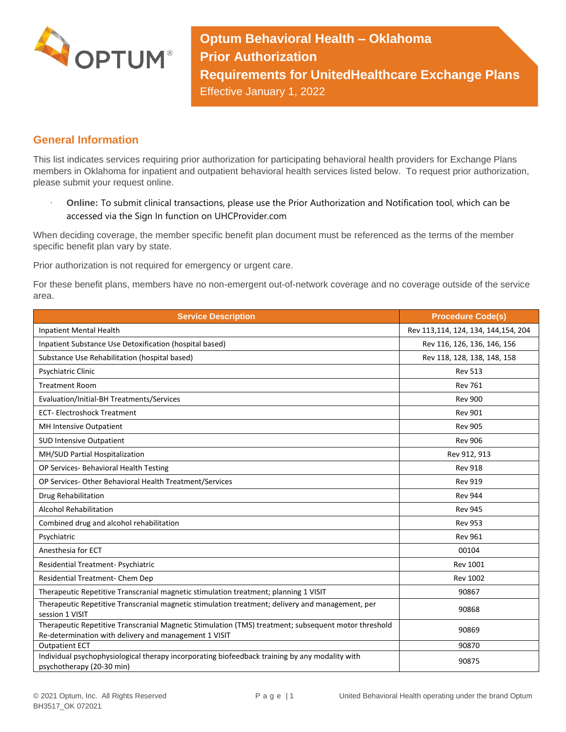# Optum Behavioral Health – Oklahoma Prior Authorization Requirements for UnitedHealthcare Exchange Plans

Effective January 1, 2022

## General Information

This list indicates services requiring prior authorization for participating behavioral health providers for Exchange Plans members in Oklahoma for inpatient and outpatient behavioral health services listed below. To request prior authorization, please submit your request online.

- **Online:** To submit clinical transactions, please use the Prior Authorization and Notification tool, which can be accessed via the Sign In function on UHCProvider.com

When deciding coverage, the member specific benefit plan document must be referenced as the terms of the member specific benefit plan vary by state.

Prior authorization is not required for emergency or urgent care.

For these benefit plans, members have no non-emergent out-of-network coverage and no coverage outside of the service area.

| Service Description | Procedure Code(s) |
|---|---|
| Inpatient Mental Health | Rev 113,114, 124, 134, 144,154, 204 |
| Inpatient Substance Use Detoxification (hospital based) | Rev 116, 126, 136, 146, 156 |
| Substance Use Rehabilitation (hospital based) | Rev 118, 128, 138, 148, 158 |
| Psychiatric Clinic | Rev 513 |
| Treatment Room | Rev 761 |
| Evaluation/Initial-BH Treatments/Services | Rev 900 |
| ECT- Electroshock Treatment | Rev 901 |
| MH Intensive Outpatient | Rev 905 |
| SUD Intensive Outpatient | Rev 906 |
| MH/SUD Partial Hospitalization | Rev 912, 913 |
| OP Services- Behavioral Health Testing | Rev 918 |
| OP Services- Other Behavioral Health Treatment/Services | Rev 919 |
| Drug Rehabilitation | Rev 944 |
| Alcohol Rehabilitation | Rev 945 |
| Combined drug and alcohol rehabilitation | Rev 953 |
| Psychiatric | Rev 961 |
| Anesthesia for ECT | 00104 |
| Residential Treatment- Psychiatric | Rev 1001 |
| Residential Treatment- Chem Dep | Rev 1002 |
| Therapeutic Repetitive Transcranial magnetic stimulation treatment; planning 1 VISIT | 90867 |
| Therapeutic Repetitive Transcranial magnetic stimulation treatment; delivery and management, per session 1 VISIT | 90868 |
| Therapeutic Repetitive Transcranial Magnetic Stimulation (TMS) treatment; subsequent motor threshold Re-determination with delivery and management 1 VISIT | 90869 |
| Outpatient ECT | 90870 |
| Individual psychophysiological therapy incorporating biofeedback training by any modality with psychotherapy (20-30 min) | 90875 |

© 2021 Optum, Inc. All Rights Reserved
BH3517_OK 072021

United Behavioral Health operating under the brand Optum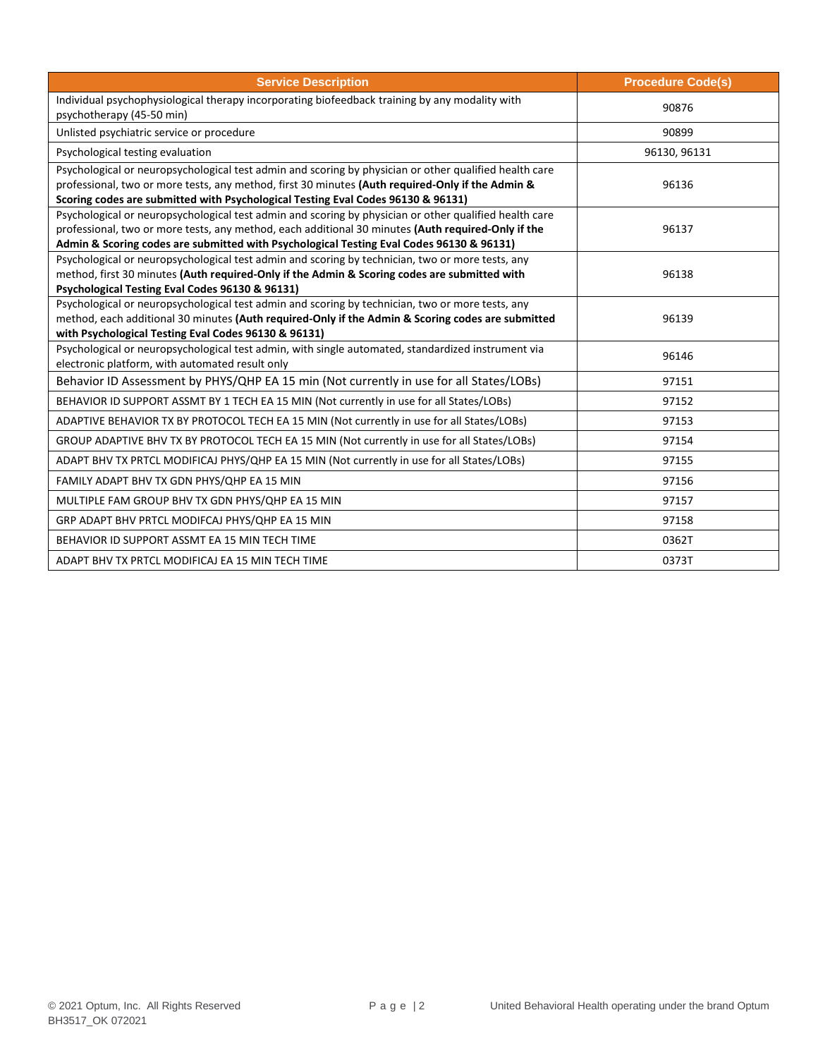| Service Description | Procedure Code(s) |
|---|---|
| Individual psychophysiological therapy incorporating biofeedback training by any modality with psychotherapy (45-50 min) | 90876 |
| Unlisted psychiatric service or procedure | 90899 |
| Psychological testing evaluation | 96130, 96131 |
| Psychological or neuropsychological test admin and scoring by physician or other qualified health care professional, two or more tests, any method, first 30 minutes **(Auth required-Only if the Admin & Scoring codes are submitted with Psychological Testing Eval Codes 96130 & 96131)** | 96136 |
| Psychological or neuropsychological test admin and scoring by physician or other qualified health care professional, two or more tests, any method, each additional 30 minutes **(Auth required-Only if the Admin & Scoring codes are submitted with Psychological Testing Eval Codes 96130 & 96131)** | 96137 |
| Psychological or neuropsychological test admin and scoring by technician, two or more tests, any method, first 30 minutes **(Auth required-Only if the Admin & Scoring codes are submitted with Psychological Testing Eval Codes 96130 & 96131)** | 96138 |
| Psychological or neuropsychological test admin and scoring by technician, two or more tests, any method, each additional 30 minutes **(Auth required-Only if the Admin & Scoring codes are submitted with Psychological Testing Eval Codes 96130 & 96131)** | 96139 |
| Psychological or neuropsychological test admin, with single automated, standardized instrument via electronic platform, with automated result only | 96146 |
| Behavior ID Assessment by PHYS/QHP EA 15 min (Not currently in use for all States/LOBs) | 97151 |
| BEHAVIOR ID SUPPORT ASSMT BY 1 TECH EA 15 MIN (Not currently in use for all States/LOBs) | 97152 |
| ADAPTIVE BEHAVIOR TX BY PROTOCOL TECH EA 15 MIN (Not currently in use for all States/LOBs) | 97153 |
| GROUP ADAPTIVE BHV TX BY PROTOCOL TECH EA 15 MIN (Not currently in use for all States/LOBs) | 97154 |
| ADAPT BHV TX PRTCL MODIFICAJ PHYS/QHP EA 15 MIN (Not currently in use for all States/LOBs) | 97155 |
| FAMILY ADAPT BHV TX GDN PHYS/QHP EA 15 MIN | 97156 |
| MULTIPLE FAM GROUP BHV TX GDN PHYS/QHP EA 15 MIN | 97157 |
| GRP ADAPT BHV PRTCL MODIFCAJ PHYS/QHP EA 15 MIN | 97158 |
| BEHAVIOR ID SUPPORT ASSMT EA 15 MIN TECH TIME | 0362T |
| ADAPT BHV TX PRTCL MODIFICAJ EA 15 MIN TECH TIME | 0373T |

© 2021 Optum, Inc. All Rights Reserved
BH3517_OK 072021

United Behavioral Health operating under the brand Optum